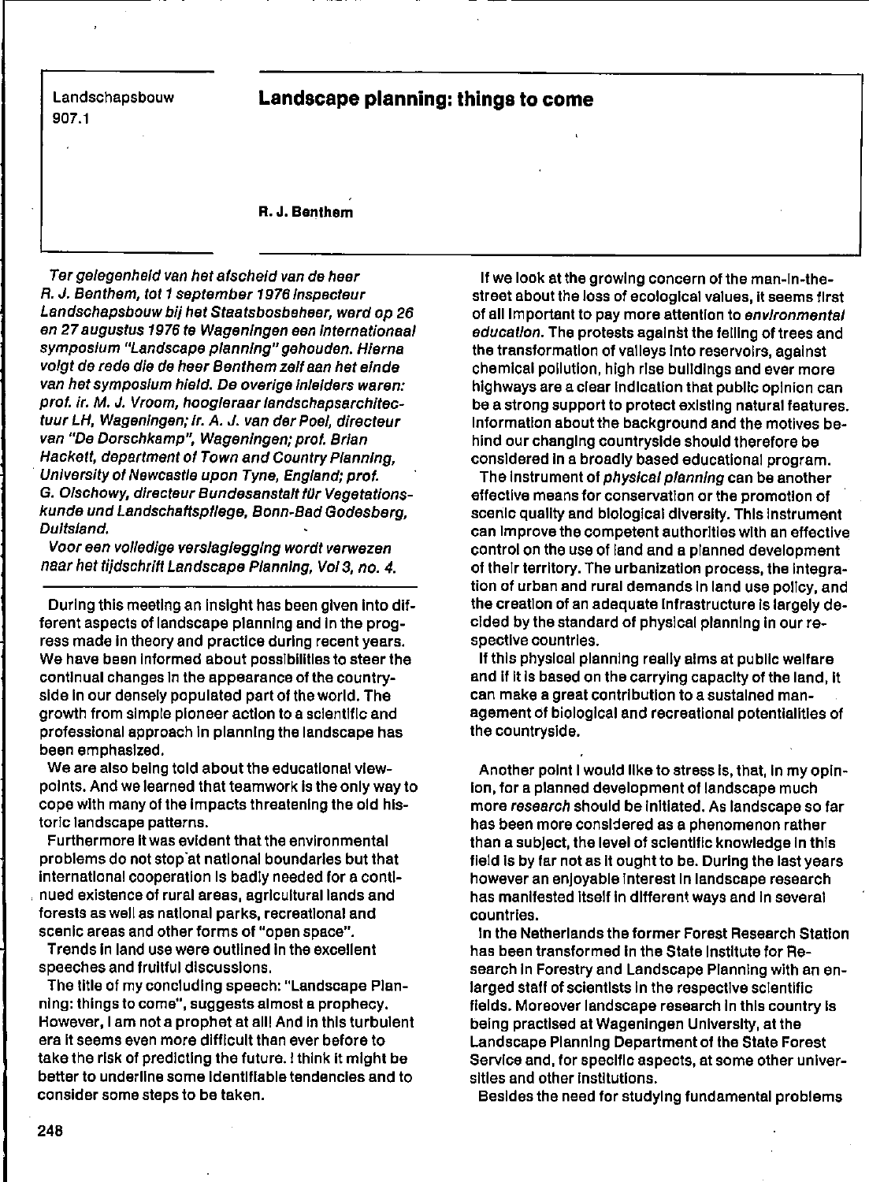Landschapsbouw
907.1

# Landscape planning: things to come

**R. J. Benthem**

*Ter gelegenheid van het afscheid van de heer R. J. Benthem, tot 1 september 1976 inspecteur Landschapsbouw bij het Staatsbosbeheer, werd op 26 en 27 augustus 1976 te Wageningen een internationaal symposium "Landscape planning" gehouden. Hierna volgt de rede die de heer Benthem zelf aan het einde van het symposium hield. De overige inleiders waren: prof. ir. M. J. Vroom, hoogleraar landschapsarchitectuur LH, Wageningen; ir. A. J. van der Poel, directeur van "De Dorschkamp", Wageningen; prof. Brian Hackett, department of Town and Country Planning, University of Newcastle upon Tyne, England; prof. G. Olschowy, directeur Bundesanstalt für Vegetationskunde und Landschaftspflege, Bonn-Bad Godesberg, Duitsland.*

*Voor een volledige verslaglegging wordt verwezen naar het tijdschrift Landscape Planning, Vol 3, no. 4.*

During this meeting an insight has been given into different aspects of landscape planning and in the progress made in theory and practice during recent years. We have been informed about possibilities to steer the continual changes in the appearance of the countryside in our densely populated part of the world. The growth from simple pioneer action to a scientific and professional approach in planning the landscape has been emphasized.

We are also being told about the educational viewpoints. And we learned that teamwork is the only way to cope with many of the impacts threatening the old historic landscape patterns.

Furthermore it was evident that the environmental problems do not stop at national boundaries but that international cooperation is badly needed for a continued existence of rural areas, agricultural lands and forests as well as national parks, recreational and scenic areas and other forms of "open space".

Trends in land use were outlined in the excellent speeches and fruitful discussions.

The title of my concluding speech: "Landscape Planning: things to come", suggests almost a prophecy. However, I am not a prophet at all! And in this turbulent era it seems even more difficult than ever before to take the risk of predicting the future. I think it might be better to underline some identifiable tendencies and to consider some steps to be taken.

If we look at the growing concern of the man-in-the-street about the loss of ecological values, it seems first of all important to pay more attention to *environmental education*. The protests against the felling of trees and the transformation of valleys into reservoirs, against chemical pollution, high rise buildings and ever more highways are a clear indication that public opinion can be a strong support to protect existing natural features. Information about the background and the motives behind our changing countryside should therefore be considered in a broadly based educational program.

The instrument of *physical planning* can be another effective means for conservation or the promotion of scenic quality and biological diversity. This instrument can improve the competent authorities with an effective control on the use of land and a planned development of their territory. The urbanization process, the integration of urban and rural demands in land use policy, and the creation of an adequate infrastructure is largely decided by the standard of physical planning in our respective countries.

If this physical planning really aims at public welfare and if it is based on the carrying capacity of the land, it can make a great contribution to a sustained management of biological and recreational potentialities of the countryside.

Another point I would like to stress is, that, in my opinion, for a planned development of landscape much more *research* should be initiated. As landscape so far has been more considered as a phenomenon rather than a subject, the level of scientific knowledge in this field is by far not as it ought to be. During the last years however an enjoyable interest in landscape research has manifested itself in different ways and in several countries.

In the Netherlands the former Forest Research Station has been transformed in the State Institute for Research in Forestry and Landscape Planning with an enlarged staff of scientists in the respective scientific fields. Moreover landscape research in this country is being practised at Wageningen University, at the Landscape Planning Department of the State Forest Service and, for specific aspects, at some other universities and other institutions.

Besides the need for studying fundamental problems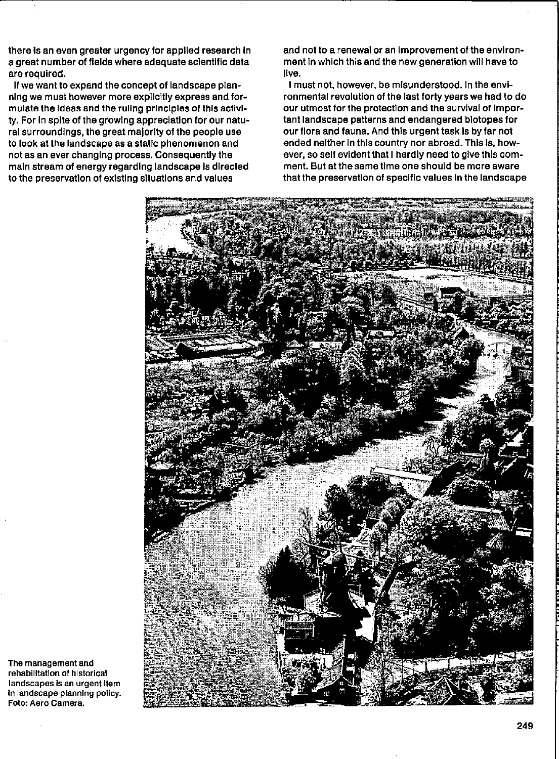there is an even greater urgency for applied research in a great number of fields where adequate scientific data are required.

If we want to expand the concept of landscape planning we must however more explicitly express and formulate the ideas and the ruling principles of this activity. For in spite of the growing appreciation for our natural surroundings, the great majority of the people use to look at the landscape as a static phenomenon and not as an ever changing process. Consequently the main stream of energy regarding landscape is directed to the preservation of existing situations and values and not to a renewal or an improvement of the environment in which this and the new generation will have to live.

I must not, however, be misunderstood. In the environmental revolution of the last forty years we had to do our utmost for the protection and the survival of important landscape patterns and endangered biotopes for our flora and fauna. And this urgent task is by far not ended neither in this country nor abroad. This is, however, so self evident that I hardly need to give this comment. But at the same time one should be more aware that the preservation of specific values in the landscape

The management and rehabilitation of historical landscapes is an urgent item in landscape planning policy. Foto: Aero Camera.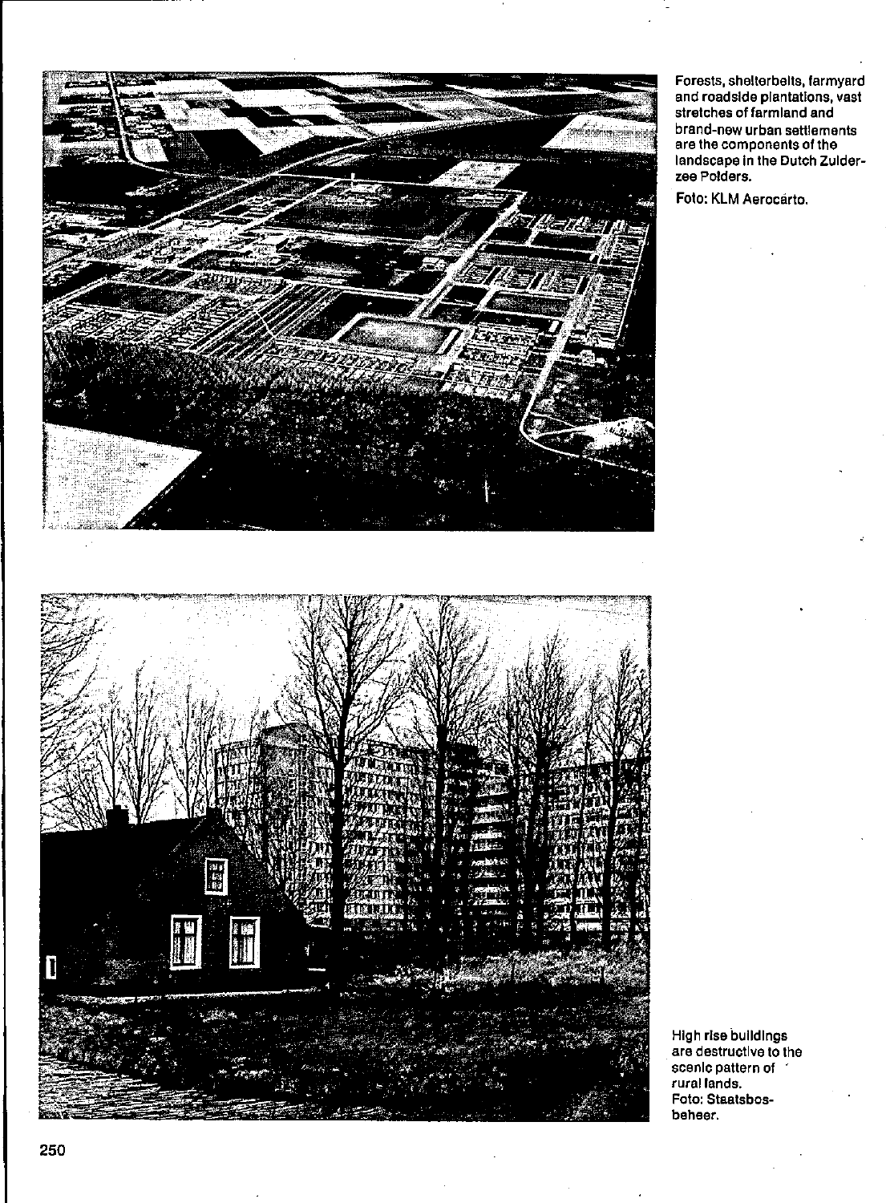Forests, shelterbelts, farmyard and roadside plantations, vast stretches of farmland and brand-new urban settlements are the components of the landscape in the Dutch Zuiderzee Polders.

Foto: KLM Aerocarto.

High rise buildings are destructive to the scenic pattern of rural lands.
Foto: Staatsbosbeheer.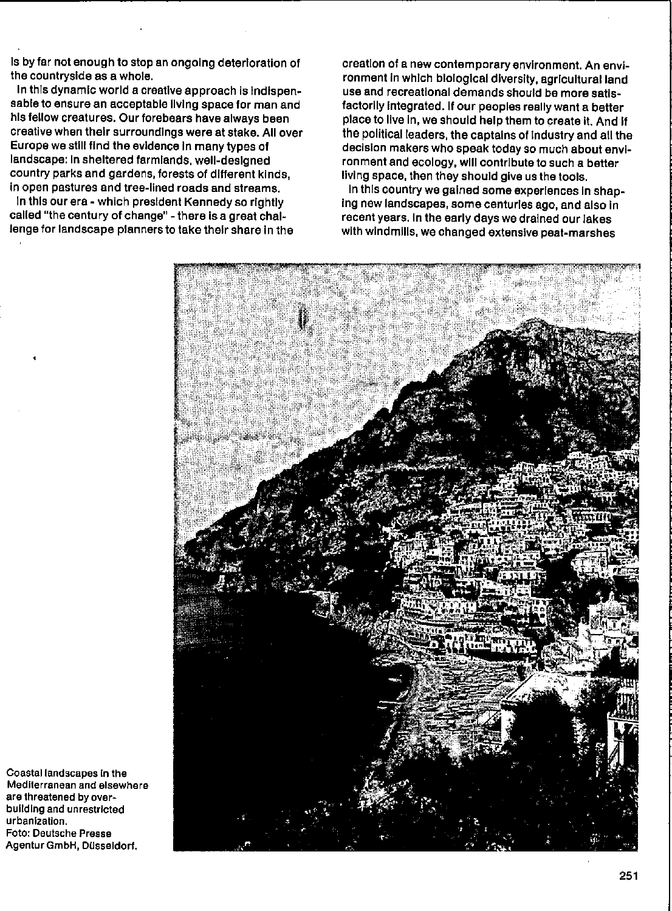is by far not enough to stop an ongoing deterioration of the countryside as a whole.

In this dynamic world a creative approach is indispensable to ensure an acceptable living space for man and his fellow creatures. Our forebears have always been creative when their surroundings were at stake. All over Europe we still find the evidence in many types of landscape: in sheltered farmlands, well-designed country parks and gardens, forests of different kinds, in open pastures and tree-lined roads and streams.

In this our era - which president Kennedy so rightly called "the century of change" - there is a great challenge for landscape planners to take their share in the creation of a new contemporary environment. An environment in which biological diversity, agricultural land use and recreational demands should be more satisfactorily integrated. If our peoples really want a better place to live in, we should help them to create it. And if the political leaders, the captains of industry and all the decision makers who speak today so much about environment and ecology, will contribute to such a better living space, then they should give us the tools.

In this country we gained some experiences in shaping new landscapes, some centuries ago, and also in recent years. In the early days we drained our lakes with windmills, we changed extensive peat-marshes

Coastal landscapes in the Mediterranean and elsewhere are threatened by overbuilding and unrestricted urbanization.
Foto: Deutsche Presse Agentur GmbH, Düsseldorf.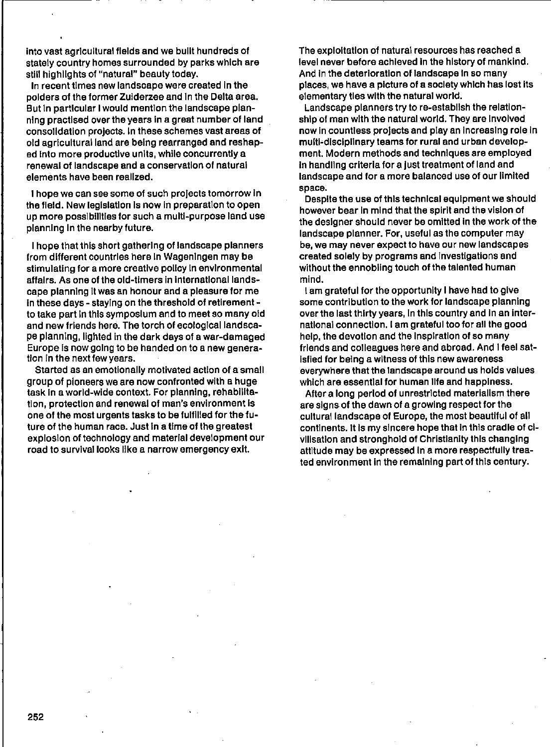into vast agricultural fields and we built hundreds of stately country homes surrounded by parks which are still highlights of "natural" beauty today.

In recent times new landscape were created in the polders of the former Zuiderzee and in the Delta area. But in particular I would mention the landscape planning practised over the years in a great number of land consolidation projects. In these schemes vast areas of old agricultural land are being rearranged and reshaped into more productive units, while concurrently a renewal of landscape and a conservation of natural elements have been realized.

I hope we can see some of such projects tomorrow in the field. New legislation is now in preparation to open up more possibilities for such a multi-purpose land use planning in the nearby future.

I hope that this short gathering of landscape planners from different countries here in Wageningen may be stimulating for a more creative policy in environmental affairs. As one of the old-timers in international landscape planning it was an honour and a pleasure for me in these days - staying on the threshold of retirement - to take part in this symposium and to meet so many old and new friends here. The torch of ecological landscape planning, lighted in the dark days of a war-damaged Europe is now going to be handed on to a new generation in the next few years.

Started as an emotionally motivated action of a small group of pioneers we are now confronted with a huge task in a world-wide context. For planning, rehabilitation, protection and renewal of man's environment is one of the most urgents tasks to be fulfilled for the future of the human race. Just in a time of the greatest explosion of technology and material development our road to survival looks like a narrow emergency exit.

The exploitation of natural resources has reached a level never before achieved in the history of mankind. And in the deterioration of landscape in so many places, we have a picture of a society which has lost its elementary ties with the natural world.

Landscape planners try to re-establish the relationship of man with the natural world. They are involved now in countless projects and play an increasing role in multi-disciplinary teams for rural and urban development. Modern methods and techniques are employed in handling criteria for a just treatment of land and landscape and for a more balanced use of our limited space.

Despite the use of this technical equipment we should however bear in mind that the spirit and the vision of the designer should never be omitted in the work of the landscape planner. For, useful as the computer may be, we may never expect to have our new landscapes created solely by programs and investigations and without the ennobling touch of the talented human mind.

I am grateful for the opportunity I have had to give some contribution to the work for landscape planning over the last thirty years, in this country and in an international connection. I am grateful too for all the good help, the devotion and the inspiration of so many friends and colleagues here and abroad. And I feel satisfied for being a witness of this new awareness everywhere that the landscape around us holds values which are essential for human life and happiness.

After a long period of unrestricted materialism there are signs of the dawn of a growing respect for the cultural landscape of Europe, the most beautiful of all continents. It is my sincere hope that in this cradle of civilisation and stronghold of Christianity this changing attitude may be expressed in a more respectfully treated environment in the remaining part of this century.